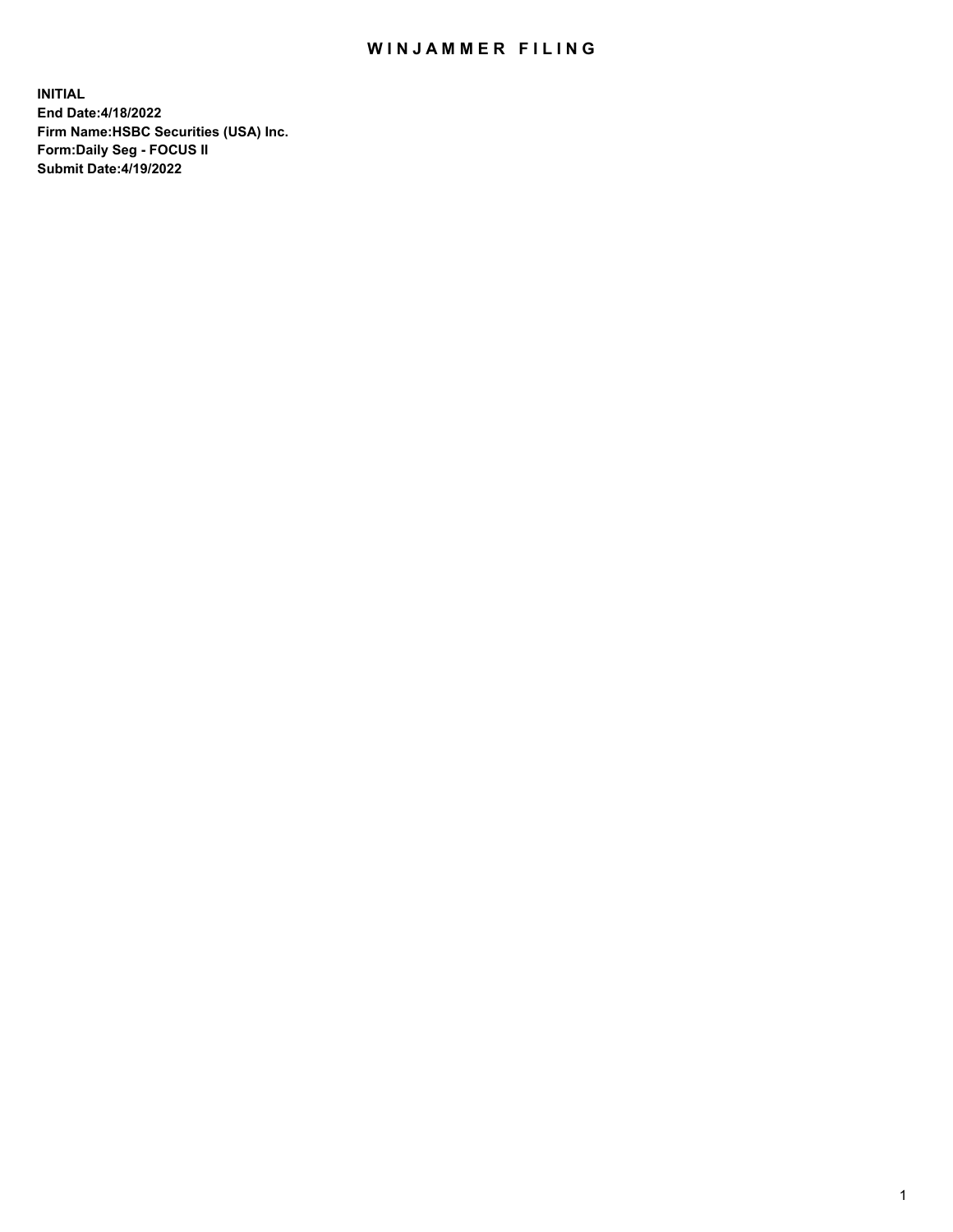# WINJAMMER FILING

**INITIAL**
**End Date:4/18/2022**
**Firm Name:HSBC Securities (USA) Inc.**
**Form:Daily Seg - FOCUS II**
**Submit Date:4/19/2022**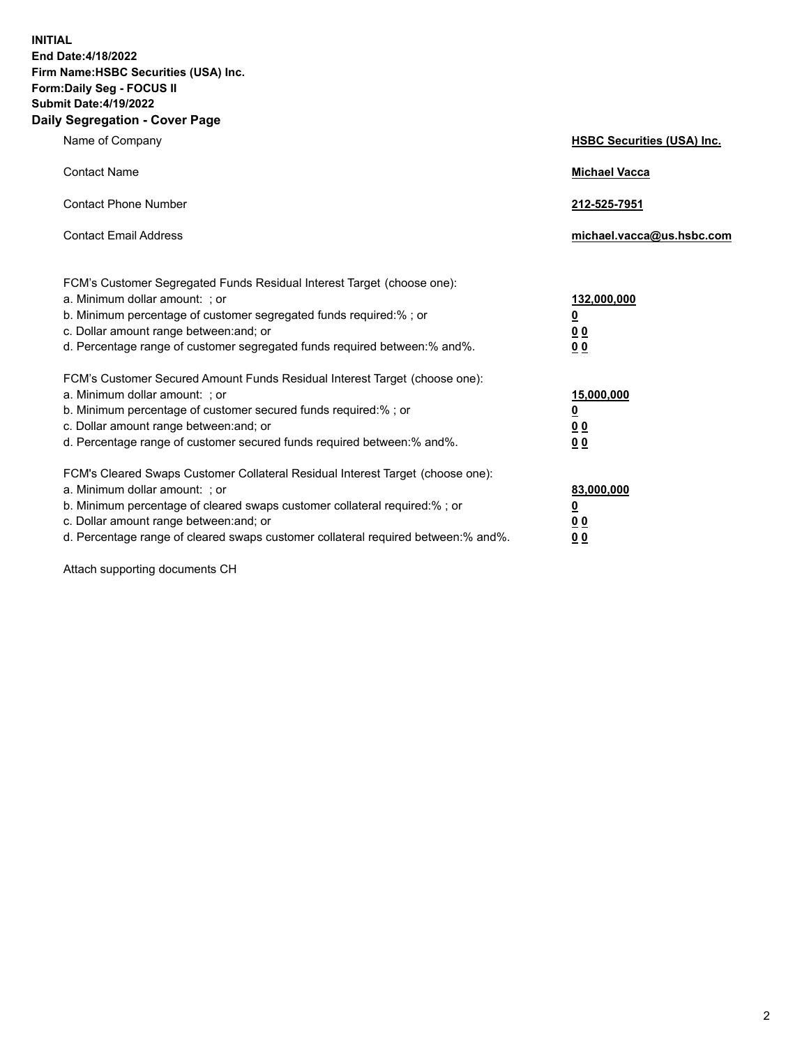**INITIAL**
**End Date:4/18/2022**
**Firm Name:HSBC Securities (USA) Inc.**
**Form:Daily Seg - FOCUS II**
**Submit Date:4/19/2022**

## Daily Segregation - Cover Page

| | |
|---|---|
| Name of Company | **HSBC Securities (USA) Inc.** |
| Contact Name | **Michael Vacca** |
| Contact Phone Number | **212-525-7951** |
| Contact Email Address | **michael.vacca@us.hsbc.com** |

| | |
|---|---|
| FCM's Customer Segregated Funds Residual Interest Target (choose one): | |
| a. Minimum dollar amount: ; or | **132,000,000** |
| b. Minimum percentage of customer segregated funds required:% ; or | **0** |
| c. Dollar amount range between:and; or | **0 0** |
| d. Percentage range of customer segregated funds required between:% and%. | **0 0** |
| FCM's Customer Secured Amount Funds Residual Interest Target (choose one): | |
| a. Minimum dollar amount: ; or | **15,000,000** |
| b. Minimum percentage of customer secured funds required:% ; or | **0** |
| c. Dollar amount range between:and; or | **0 0** |
| d. Percentage range of customer secured funds required between:% and%. | **0 0** |
| FCM's Cleared Swaps Customer Collateral Residual Interest Target (choose one): | |
| a. Minimum dollar amount: ; or | **83,000,000** |
| b. Minimum percentage of cleared swaps customer collateral required:% ; or | **0** |
| c. Dollar amount range between:and; or | **0 0** |
| d. Percentage range of cleared swaps customer collateral required between:% and%. | **0 0** |

Attach supporting documents CH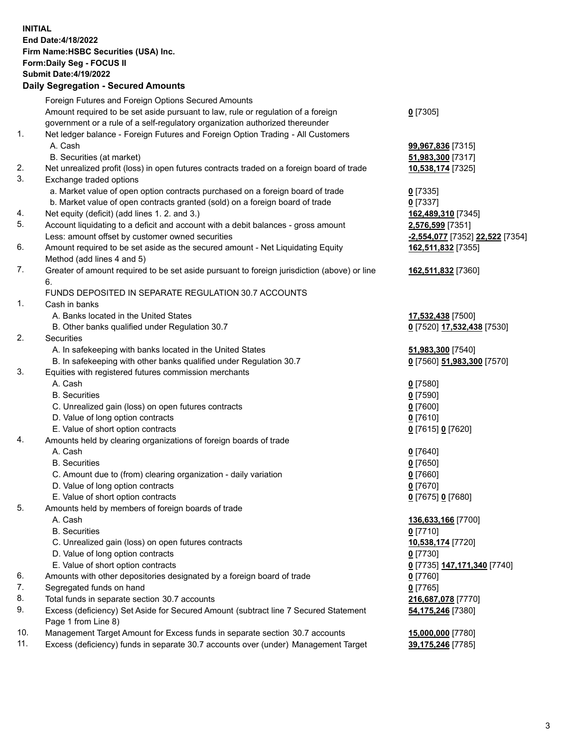**INITIAL**
**End Date:4/18/2022**
**Firm Name:HSBC Securities (USA) Inc.**
**Form:Daily Seg - FOCUS II**
**Submit Date:4/19/2022**

## Daily Segregation - Secured Amounts

| | | |
|---|---|---|
| | Foreign Futures and Foreign Options Secured Amounts | |
| | Amount required to be set aside pursuant to law, rule or regulation of a foreign government or a rule of a self-regulatory organization authorized thereunder | **0** [7305] |
| 1. | Net ledger balance - Foreign Futures and Foreign Option Trading - All Customers | |
| | A. Cash | **99,967,836** [7315] |
| | B. Securities (at market) | **51,983,300** [7317] |
| 2. | Net unrealized profit (loss) in open futures contracts traded on a foreign board of trade | **10,538,174** [7325] |
| 3. | Exchange traded options | |
| | a. Market value of open option contracts purchased on a foreign board of trade | **0** [7335] |
| | b. Market value of open contracts granted (sold) on a foreign board of trade | **0** [7337] |
| 4. | Net equity (deficit) (add lines 1. 2. and 3.) | **162,489,310** [7345] |
| 5. | Account liquidating to a deficit and account with a debit balances - gross amount | **2,576,599** [7351] |
| | Less: amount offset by customer owned securities | **-2,554,077** [7352] **22,522** [7354] |
| 6. | Amount required to be set aside as the secured amount - Net Liquidating Equity Method (add lines 4 and 5) | **162,511,832** [7355] |
| 7. | Greater of amount required to be set aside pursuant to foreign jurisdiction (above) or line 6. | **162,511,832** [7360] |
| | FUNDS DEPOSITED IN SEPARATE REGULATION 30.7 ACCOUNTS | |
| 1. | Cash in banks | |
| | A. Banks located in the United States | **17,532,438** [7500] |
| | B. Other banks qualified under Regulation 30.7 | **0** [7520] **17,532,438** [7530] |
| 2. | Securities | |
| | A. In safekeeping with banks located in the United States | **51,983,300** [7540] |
| | B. In safekeeping with other banks qualified under Regulation 30.7 | **0** [7560] **51,983,300** [7570] |
| 3. | Equities with registered futures commission merchants | |
| | A. Cash | **0** [7580] |
| | B. Securities | **0** [7590] |
| | C. Unrealized gain (loss) on open futures contracts | **0** [7600] |
| | D. Value of long option contracts | **0** [7610] |
| | E. Value of short option contracts | **0** [7615] **0** [7620] |
| 4. | Amounts held by clearing organizations of foreign boards of trade | |
| | A. Cash | **0** [7640] |
| | B. Securities | **0** [7650] |
| | C. Amount due to (from) clearing organization - daily variation | **0** [7660] |
| | D. Value of long option contracts | **0** [7670] |
| | E. Value of short option contracts | **0** [7675] **0** [7680] |
| 5. | Amounts held by members of foreign boards of trade | |
| | A. Cash | **136,633,166** [7700] |
| | B. Securities | **0** [7710] |
| | C. Unrealized gain (loss) on open futures contracts | **10,538,174** [7720] |
| | D. Value of long option contracts | **0** [7730] |
| | E. Value of short option contracts | **0** [7735] **147,171,340** [7740] |
| 6. | Amounts with other depositories designated by a foreign board of trade | **0** [7760] |
| 7. | Segregated funds on hand | **0** [7765] |
| 8. | Total funds in separate section 30.7 accounts | **216,687,078** [7770] |
| 9. | Excess (deficiency) Set Aside for Secured Amount (subtract line 7 Secured Statement Page 1 from Line 8) | **54,175,246** [7380] |
| 10. | Management Target Amount for Excess funds in separate section 30.7 accounts | **15,000,000** [7780] |
| 11. | Excess (deficiency) funds in separate 30.7 accounts over (under) Management Target | **39,175,246** [7785] |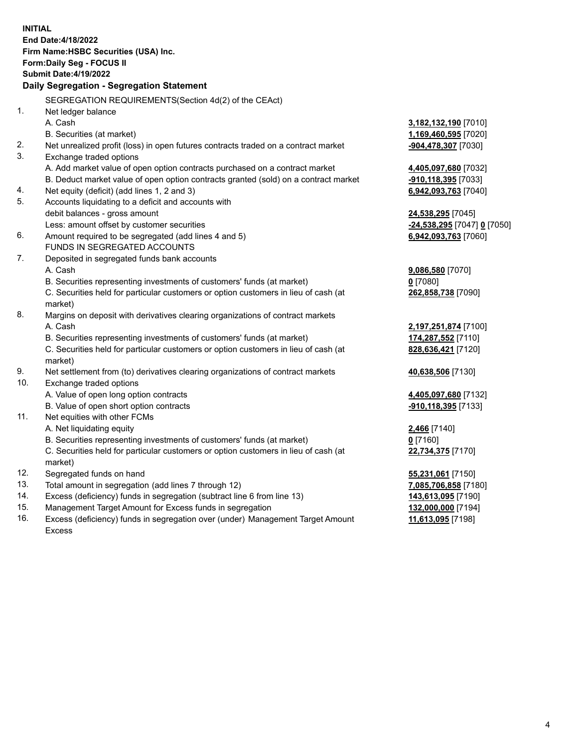**INITIAL**
**End Date:4/18/2022**
**Firm Name:HSBC Securities (USA) Inc.**
**Form:Daily Seg - FOCUS II**
**Submit Date:4/19/2022**

## Daily Segregation - Segregation Statement

| | | |
|---|---|---|
| | SEGREGATION REQUIREMENTS(Section 4d(2) of the CEAct) | |
| 1. | Net ledger balance | |
| | A. Cash | **3,182,132,190** [7010] |
| | B. Securities (at market) | **1,169,460,595** [7020] |
| 2. | Net unrealized profit (loss) in open futures contracts traded on a contract market | **-904,478,307** [7030] |
| 3. | Exchange traded options | |
| | A. Add market value of open option contracts purchased on a contract market | **4,405,097,680** [7032] |
| | B. Deduct market value of open option contracts granted (sold) on a contract market | **-910,118,395** [7033] |
| 4. | Net equity (deficit) (add lines 1, 2 and 3) | **6,942,093,763** [7040] |
| 5. | Accounts liquidating to a deficit and accounts with | |
| | debit balances - gross amount | **24,538,295** [7045] |
| | Less: amount offset by customer securities | **-24,538,295** [7047] **0** [7050] |
| 6. | Amount required to be segregated (add lines 4 and 5) | **6,942,093,763** [7060] |
| | FUNDS IN SEGREGATED ACCOUNTS | |
| 7. | Deposited in segregated funds bank accounts | |
| | A. Cash | **9,086,580** [7070] |
| | B. Securities representing investments of customers' funds (at market) | **0** [7080] |
| | C. Securities held for particular customers or option customers in lieu of cash (at market) | **262,858,738** [7090] |
| 8. | Margins on deposit with derivatives clearing organizations of contract markets | |
| | A. Cash | **2,197,251,874** [7100] |
| | B. Securities representing investments of customers' funds (at market) | **174,287,552** [7110] |
| | C. Securities held for particular customers or option customers in lieu of cash (at market) | **828,636,421** [7120] |
| 9. | Net settlement from (to) derivatives clearing organizations of contract markets | **40,638,506** [7130] |
| 10. | Exchange traded options | |
| | A. Value of open long option contracts | **4,405,097,680** [7132] |
| | B. Value of open short option contracts | **-910,118,395** [7133] |
| 11. | Net equities with other FCMs | |
| | A. Net liquidating equity | **2,466** [7140] |
| | B. Securities representing investments of customers' funds (at market) | **0** [7160] |
| | C. Securities held for particular customers or option customers in lieu of cash (at market) | **22,734,375** [7170] |
| 12. | Segregated funds on hand | **55,231,061** [7150] |
| 13. | Total amount in segregation (add lines 7 through 12) | **7,085,706,858** [7180] |
| 14. | Excess (deficiency) funds in segregation (subtract line 6 from line 13) | **143,613,095** [7190] |
| 15. | Management Target Amount for Excess funds in segregation | **132,000,000** [7194] |
| 16. | Excess (deficiency) funds in segregation over (under) Management Target Amount Excess | **11,613,095** [7198] |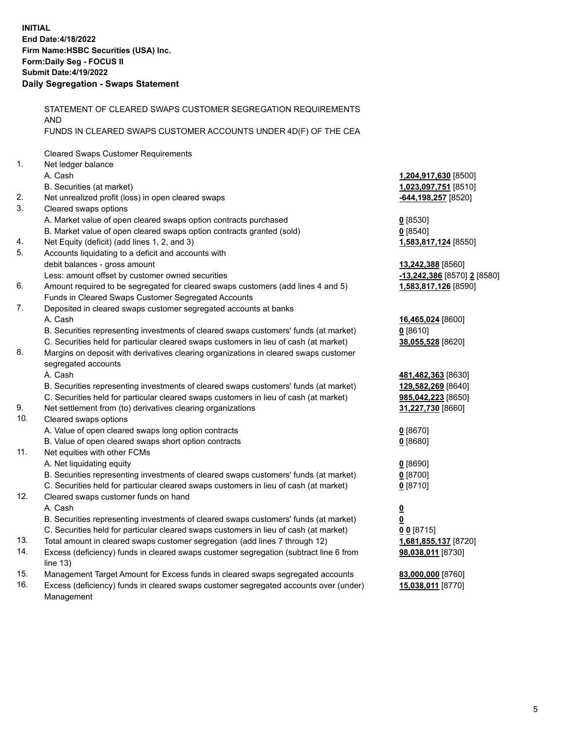**INITIAL**
**End Date:4/18/2022**
**Firm Name:HSBC Securities (USA) Inc.**
**Form:Daily Seg - FOCUS II**
**Submit Date:4/19/2022**
**Daily Segregation - Swaps Statement**

STATEMENT OF CLEARED SWAPS CUSTOMER SEGREGATION REQUIREMENTS AND FUNDS IN CLEARED SWAPS CUSTOMER ACCOUNTS UNDER 4D(F) OF THE CEA

| | | |
|---|---|---|
| | Cleared Swaps Customer Requirements | |
| 1. | Net ledger balance | |
| | A. Cash | **1,204,917,630** [8500] |
| | B. Securities (at market) | **1,023,097,751** [8510] |
| 2. | Net unrealized profit (loss) in open cleared swaps | **-644,198,257** [8520] |
| 3. | Cleared swaps options | |
| | A. Market value of open cleared swaps option contracts purchased | **0** [8530] |
| | B. Market value of open cleared swaps option contracts granted (sold) | **0** [8540] |
| 4. | Net Equity (deficit) (add lines 1, 2, and 3) | **1,583,817,124** [8550] |
| 5. | Accounts liquidating to a deficit and accounts with debit balances - gross amount | **13,242,388** [8560] |
| | Less: amount offset by customer owned securities | **-13,242,386** [8570] **2** [8580] |
| 6. | Amount required to be segregated for cleared swaps customers (add lines 4 and 5) | **1,583,817,126** [8590] |
| | Funds in Cleared Swaps Customer Segregated Accounts | |
| 7. | Deposited in cleared swaps customer segregated accounts at banks | |
| | A. Cash | **16,465,024** [8600] |
| | B. Securities representing investments of cleared swaps customers' funds (at market) | **0** [8610] |
| | C. Securities held for particular cleared swaps customers in lieu of cash (at market) | **38,055,528** [8620] |
| 8. | Margins on deposit with derivatives clearing organizations in cleared swaps customer segregated accounts | |
| | A. Cash | **481,482,363** [8630] |
| | B. Securities representing investments of cleared swaps customers' funds (at market) | **129,582,269** [8640] |
| | C. Securities held for particular cleared swaps customers in lieu of cash (at market) | **985,042,223** [8650] |
| 9. | Net settlement from (to) derivatives clearing organizations | **31,227,730** [8660] |
| 10. | Cleared swaps options | |
| | A. Value of open cleared swaps long option contracts | **0** [8670] |
| | B. Value of open cleared swaps short option contracts | **0** [8680] |
| 11. | Net equities with other FCMs | |
| | A. Net liquidating equity | **0** [8690] |
| | B. Securities representing investments of cleared swaps customers' funds (at market) | **0** [8700] |
| | C. Securities held for particular cleared swaps customers in lieu of cash (at market) | **0** [8710] |
| 12. | Cleared swaps customer funds on hand | |
| | A. Cash | **0** |
| | B. Securities representing investments of cleared swaps customers' funds (at market) | **0** |
| | C. Securities held for particular cleared swaps customers in lieu of cash (at market) | **0** **0** [8715] |
| 13. | Total amount in cleared swaps customer segregation (add lines 7 through 12) | **1,681,855,137** [8720] |
| 14. | Excess (deficiency) funds in cleared swaps customer segregation (subtract line 6 from line 13) | **98,038,011** [8730] |
| 15. | Management Target Amount for Excess funds in cleared swaps segregated accounts | **83,000,000** [8760] |
| 16. | Excess (deficiency) funds in cleared swaps customer segregated accounts over (under) Management | **15,038,011** [8770] |